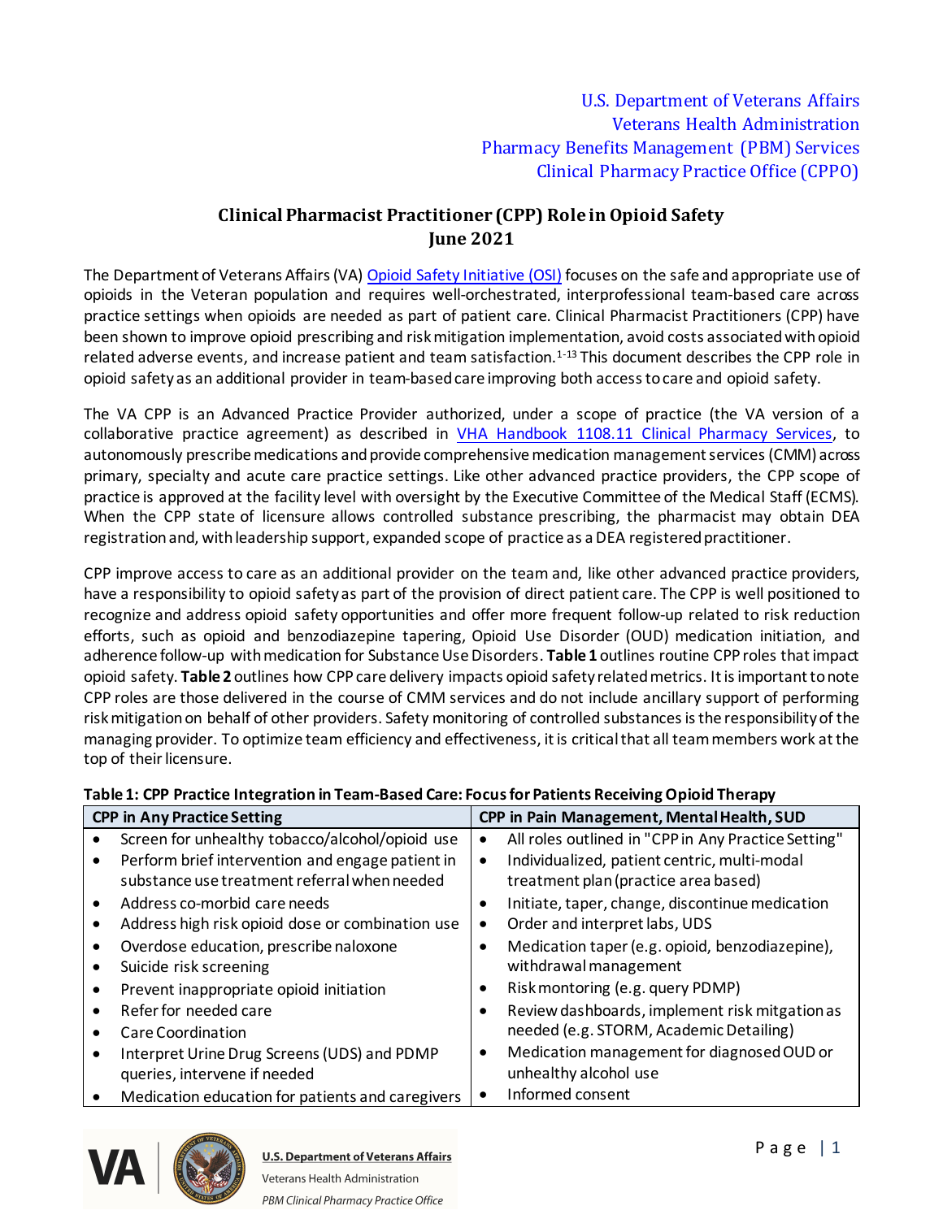U.S. Department of Veterans Affairs
Veterans Health Administration
Pharmacy Benefits Management (PBM) Services
Clinical Pharmacy Practice Office (CPPO)

# Clinical Pharmacist Practitioner (CPP) Role in Opioid Safety
## June 2021

The Department of Veterans Affairs (VA) Opioid Safety Initiative (OSI) focuses on the safe and appropriate use of opioids in the Veteran population and requires well-orchestrated, interprofessional team-based care across practice settings when opioids are needed as part of patient care. Clinical Pharmacist Practitioners (CPP) have been shown to improve opioid prescribing and risk mitigation implementation, avoid costs associated with opioid related adverse events, and increase patient and team satisfaction.[1-13] This document describes the CPP role in opioid safety as an additional provider in team-based care improving both access to care and opioid safety.

The VA CPP is an Advanced Practice Provider authorized, under a scope of practice (the VA version of a collaborative practice agreement) as described in VHA Handbook 1108.11 Clinical Pharmacy Services, to autonomously prescribe medications and provide comprehensive medication management services (CMM) across primary, specialty and acute care practice settings. Like other advanced practice providers, the CPP scope of practice is approved at the facility level with oversight by the Executive Committee of the Medical Staff (ECMS). When the CPP state of licensure allows controlled substance prescribing, the pharmacist may obtain DEA registration and, with leadership support, expanded scope of practice as a DEA registered practitioner.

CPP improve access to care as an additional provider on the team and, like other advanced practice providers, have a responsibility to opioid safety as part of the provision of direct patient care. The CPP is well positioned to recognize and address opioid safety opportunities and offer more frequent follow-up related to risk reduction efforts, such as opioid and benzodiazepine tapering, Opioid Use Disorder (OUD) medication initiation, and adherence follow-up with medication for Substance Use Disorders. **Table 1** outlines routine CPP roles that impact opioid safety. **Table 2** outlines how CPP care delivery impacts opioid safety related metrics. It is important to note CPP roles are those delivered in the course of CMM services and do not include ancillary support of performing risk mitigation on behalf of other providers. Safety monitoring of controlled substances is the responsibility of the managing provider. To optimize team efficiency and effectiveness, it is critical that all team members work at the top of their licensure.

**Table 1: CPP Practice Integration in Team-Based Care: Focus for Patients Receiving Opioid Therapy**

| CPP in Any Practice Setting | CPP in Pain Management, Mental Health, SUD |
|---|---|
| • Screen for unhealthy tobacco/alcohol/opioid use<br>• Perform brief intervention and engage patient in substance use treatment referral when needed<br>• Address co-morbid care needs<br>• Address high risk opioid dose or combination use<br>• Overdose education, prescribe naloxone<br>• Suicide risk screening<br>• Prevent inappropriate opioid initiation<br>• Refer for needed care<br>• Care Coordination<br>• Interpret Urine Drug Screens (UDS) and PDMP queries, intervene if needed<br>• Medication education for patients and caregivers | • All roles outlined in "CPP in Any Practice Setting"<br>• Individualized, patient centric, multi-modal treatment plan (practice area based)<br>• Initiate, taper, change, discontinue medication<br>• Order and interpret labs, UDS<br>• Medication taper (e.g. opioid, benzodiazepine), withdrawal management<br>• Risk montoring (e.g. query PDMP)<br>• Review dashboards, implement risk mitgation as needed (e.g. STORM, Academic Detailing)<br>• Medication management for diagnosed OUD or unhealthy alcohol use<br>• Informed consent |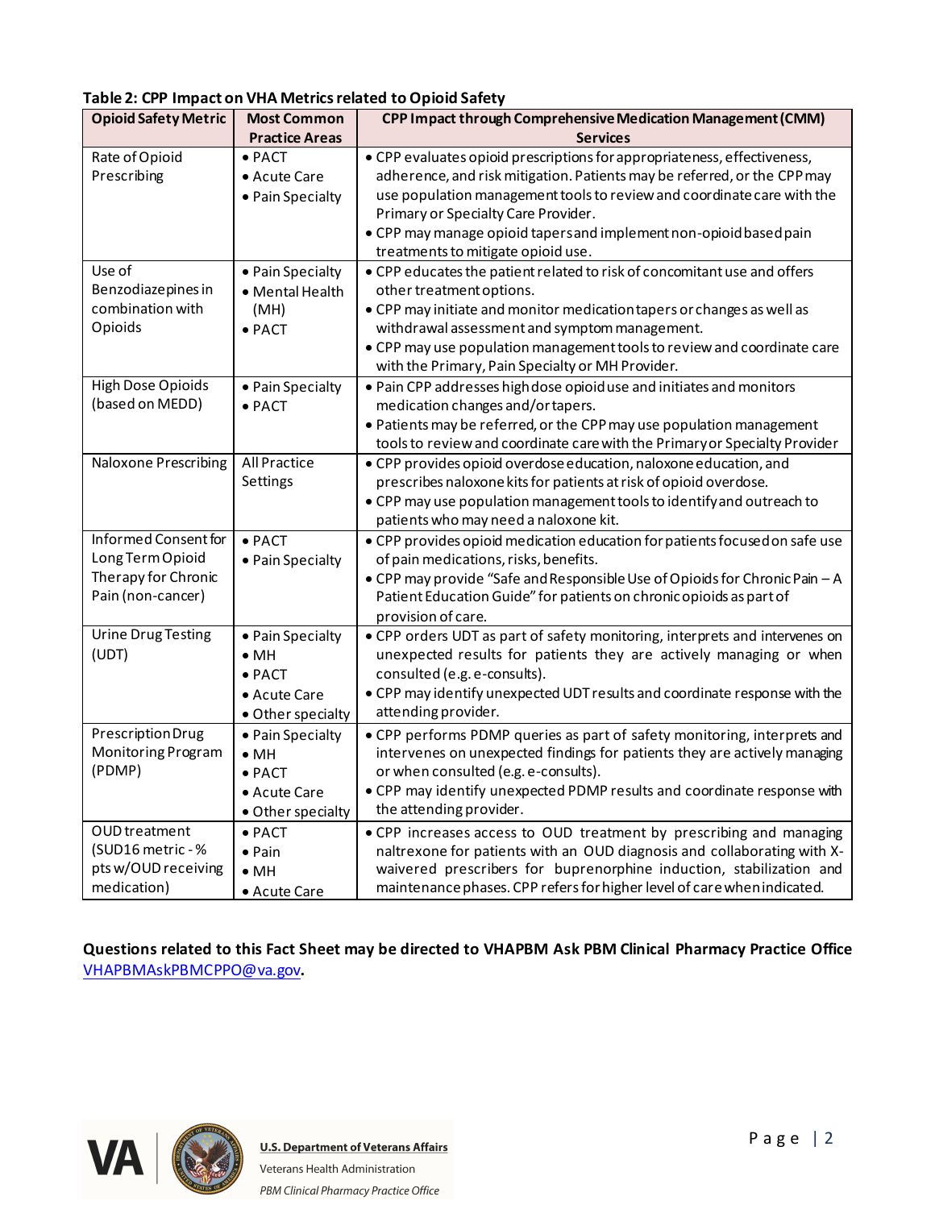**Table 2: CPP Impact on VHA Metrics related to Opioid Safety**

| Opioid Safety Metric | Most Common Practice Areas | CPP Impact through Comprehensive Medication Management (CMM) Services |
|---|---|---|
| Rate of Opioid Prescribing | • PACT<br>• Acute Care<br>• Pain Specialty | • CPP evaluates opioid prescriptions for appropriateness, effectiveness, adherence, and risk mitigation. Patients may be referred, or the CPP may use population management tools to review and coordinate care with the Primary or Specialty Care Provider.<br>• CPP may manage opioid tapers and implement non-opioid based pain treatments to mitigate opioid use. |
| Use of Benzodiazepines in combination with Opioids | • Pain Specialty<br>• Mental Health (MH)<br>• PACT | • CPP educates the patient related to risk of concomitant use and offers other treatment options.<br>• CPP may initiate and monitor medication tapers or changes as well as withdrawal assessment and symptom management.<br>• CPP may use population management tools to review and coordinate care with the Primary, Pain Specialty or MH Provider. |
| High Dose Opioids (based on MEDD) | • Pain Specialty<br>• PACT | • Pain CPP addresses high dose opioid use and initiates and monitors medication changes and/or tapers.<br>• Patients may be referred, or the CPP may use population management tools to review and coordinate care with the Primary or Specialty Provider |
| Naloxone Prescribing | All Practice Settings | • CPP provides opioid overdose education, naloxone education, and prescribes naloxone kits for patients at risk of opioid overdose.<br>• CPP may use population management tools to identify and outreach to patients who may need a naloxone kit. |
| Informed Consent for Long Term Opioid Therapy for Chronic Pain (non-cancer) | • PACT<br>• Pain Specialty | • CPP provides opioid medication education for patients focused on safe use of pain medications, risks, benefits.<br>• CPP may provide "Safe and Responsible Use of Opioids for Chronic Pain – A Patient Education Guide" for patients on chronic opioids as part of provision of care. |
| Urine Drug Testing (UDT) | • Pain Specialty<br>• MH<br>• PACT<br>• Acute Care<br>• Other specialty | • CPP orders UDT as part of safety monitoring, interprets and intervenes on unexpected results for patients they are actively managing or when consulted (e.g. e-consults).<br>• CPP may identify unexpected UDT results and coordinate response with the attending provider. |
| Prescription Drug Monitoring Program (PDMP) | • Pain Specialty<br>• MH<br>• PACT<br>• Acute Care<br>• Other specialty | • CPP performs PDMP queries as part of safety monitoring, interprets and intervenes on unexpected findings for patients they are actively managing or when consulted (e.g. e-consults).<br>• CPP may identify unexpected PDMP results and coordinate response with the attending provider. |
| OUD treatment (SUD16 metric - % pts w/OUD receiving medication) | • PACT<br>• Pain<br>• MH<br>• Acute Care | • CPP increases access to OUD treatment by prescribing and managing naltrexone for patients with an OUD diagnosis and collaborating with X-waivered prescribers for buprenorphine induction, stabilization and maintenance phases. CPP refers for higher level of care when indicated. |

**Questions related to this Fact Sheet may be directed to VHAPBM Ask PBM Clinical Pharmacy Practice Office** VHAPBMAskPBMCPPO@va.gov**.**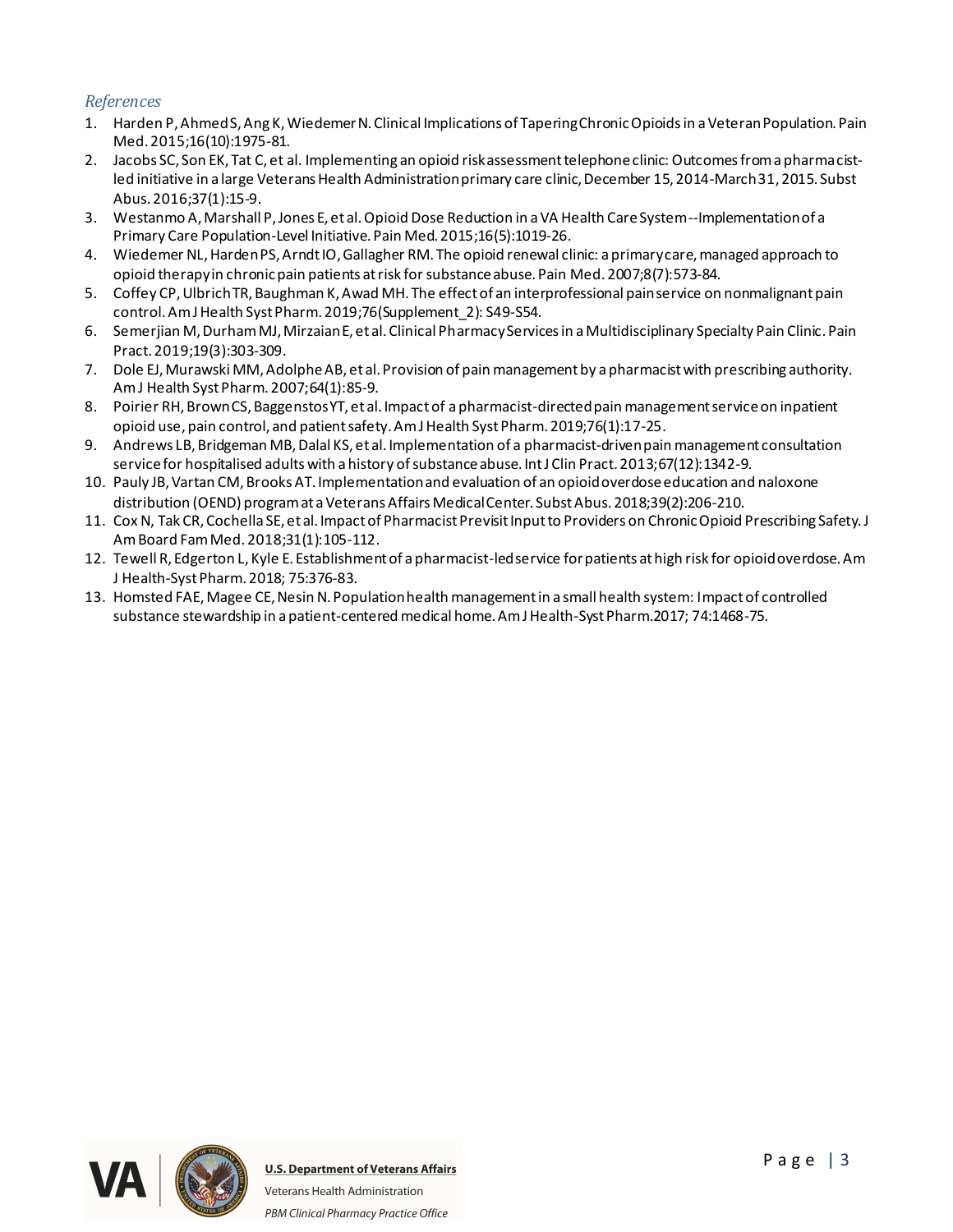### *References*

1. Harden P, Ahmed S, Ang K, Wiedemer N. Clinical Implications of Tapering Chronic Opioids in a Veteran Population. Pain Med. 2015;16(10):1975-81.
2. Jacobs SC, Son EK, Tat C, et al. Implementing an opioid risk assessment telephone clinic: Outcomes from a pharmacist-led initiative in a large Veterans Health Administration primary care clinic, December 15, 2014-March 31, 2015. Subst Abus. 2016;37(1):15-9.
3. Westanmo A, Marshall P, Jones E, et al. Opioid Dose Reduction in a VA Health Care System--Implementation of a Primary Care Population-Level Initiative. Pain Med. 2015;16(5):1019-26.
4. Wiedemer NL, Harden PS, Arndt IO, Gallagher RM. The opioid renewal clinic: a primary care, managed approach to opioid therapy in chronic pain patients at risk for substance abuse. Pain Med. 2007;8(7):573-84.
5. Coffey CP, Ulbrich TR, Baughman K, Awad MH. The effect of an interprofessional pain service on nonmalignant pain control. Am J Health Syst Pharm. 2019;76(Supplement_2): S49-S54.
6. Semerjian M, Durham MJ, Mirzaian E, et al. Clinical Pharmacy Services in a Multidisciplinary Specialty Pain Clinic. Pain Pract. 2019;19(3):303-309.
7. Dole EJ, Murawski MM, Adolphe AB, et al. Provision of pain management by a pharmacist with prescribing authority. Am J Health Syst Pharm. 2007;64(1):85-9.
8. Poirier RH, Brown CS, Baggenstos YT, et al. Impact of a pharmacist-directed pain management service on inpatient opioid use, pain control, and patient safety. Am J Health Syst Pharm. 2019;76(1):17-25.
9. Andrews LB, Bridgeman MB, Dalal KS, et al. Implementation of a pharmacist-driven pain management consultation service for hospitalised adults with a history of substance abuse. Int J Clin Pract. 2013;67(12):1342-9.
10. Pauly JB, Vartan CM, Brooks AT. Implementation and evaluation of an opioid overdose education and naloxone distribution (OEND) program at a Veterans Affairs Medical Center. Subst Abus. 2018;39(2):206-210.
11. Cox N, Tak CR, Cochella SE, et al. Impact of Pharmacist Previsit Input to Providers on Chronic Opioid Prescribing Safety. J Am Board Fam Med. 2018;31(1):105-112.
12. Tewell R, Edgerton L, Kyle E. Establishment of a pharmacist-led service for patients at high risk for opioid overdose. Am J Health-Syst Pharm. 2018; 75:376-83.
13. Homsted FAE, Magee CE, Nesin N. Population health management in a small health system: Impact of controlled substance stewardship in a patient-centered medical home. Am J Health-Syst Pharm.2017; 74:1468-75.